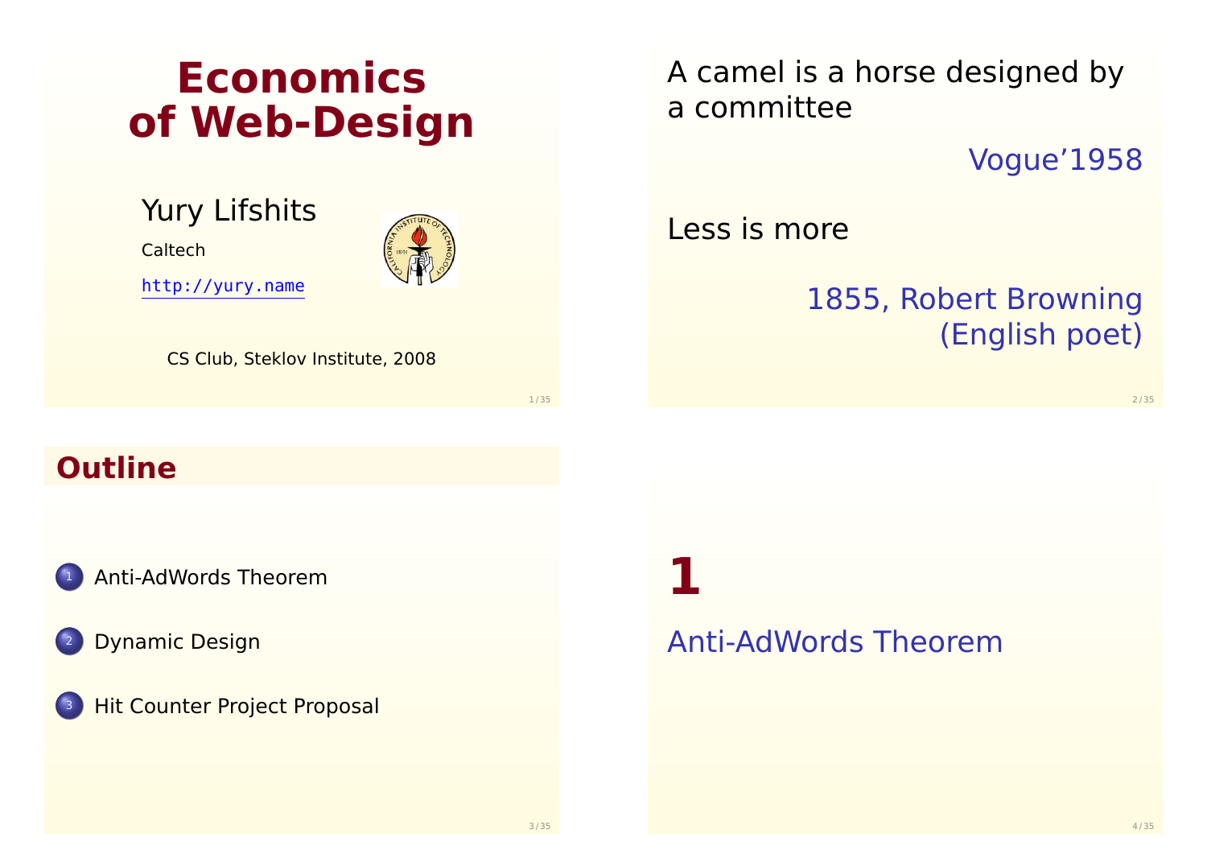# Economics of Web-Design

Yury Lifshits

Caltech

http://yury.name

CS Club, Steklov Institute, 2008

---

A camel is a horse designed by a committee

Vogue’1958

Less is more

1855, Robert Browning (English poet)

---

## Outline

1. Anti-AdWords Theorem
2. Dynamic Design
3. Hit Counter Project Proposal

---

# 1

## Anti-AdWords Theorem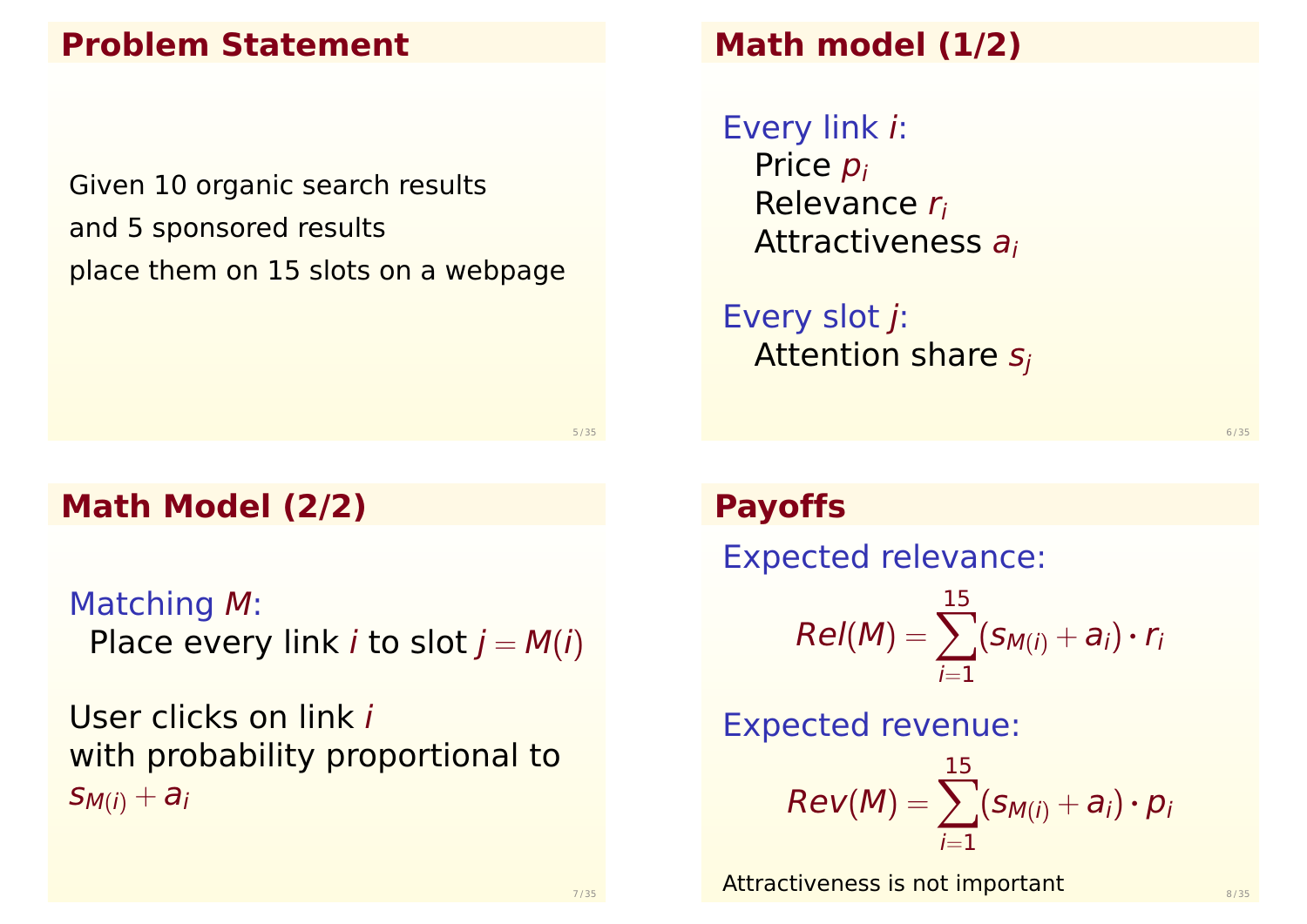## Problem Statement

Given 10 organic search results

and 5 sponsored results

place them on 15 slots on a webpage

## Math model (1/2)

Every link $i$:

- Price $p_i$
- Relevance $r_i$
- Attractiveness $a_i$

Every slot $j$:

- Attention share $s_j$

## Math Model (2/2)

Matching $M$:

Place every link $i$ to slot $j = M(i)$

User clicks on link $i$
with probability proportional to
$s_{M(i)} + a_i$

## Payoffs

Expected relevance:

$$Rel(M) = \sum_{i=1}^{15} (s_{M(i)} + a_i) \cdot r_i$$

Expected revenue:

$$Rev(M) = \sum_{i=1}^{15} (s_{M(i)} + a_i) \cdot p_i$$

Attractiveness is not important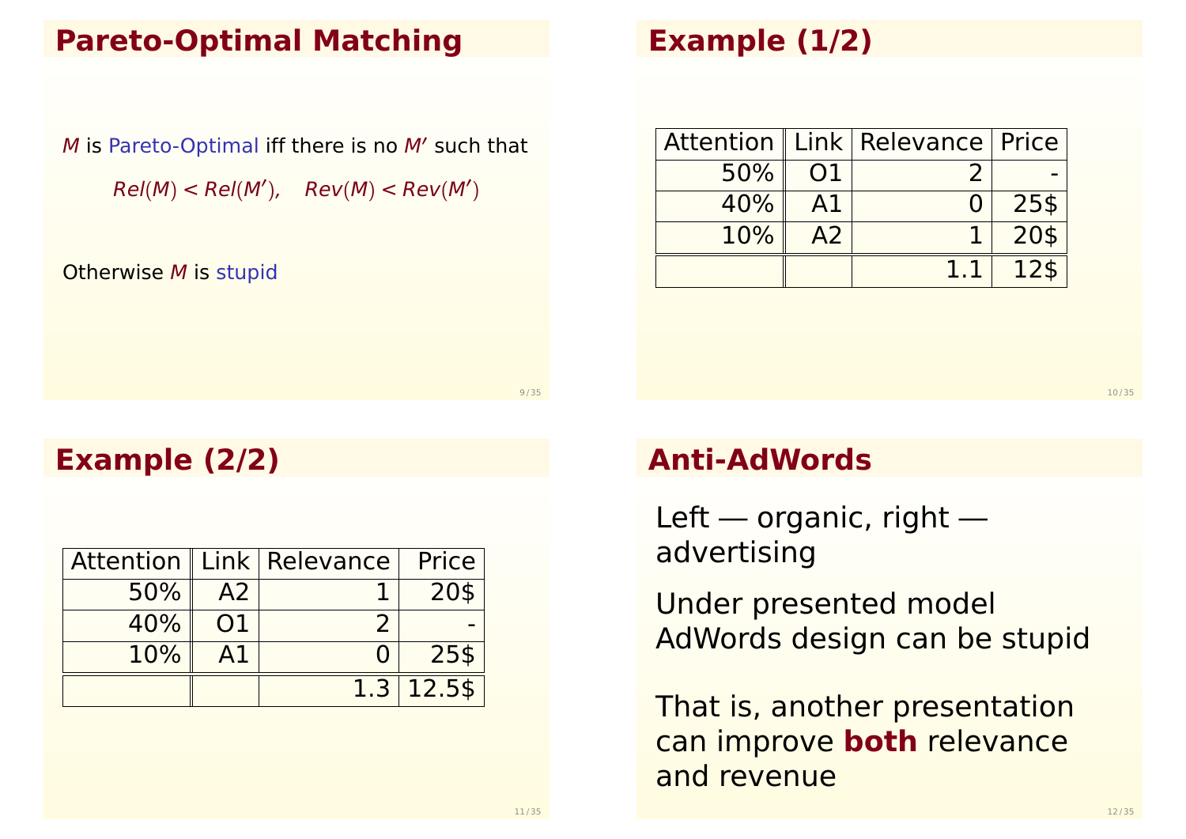## Pareto-Optimal Matching

$M$ is Pareto-Optimal iff there is no $M'$ such that

$$Rel(M) < Rel(M'), \quad Rev(M) < Rev(M')$$

Otherwise $M$ is stupid

## Example (1/2)

| Attention | Link | Relevance | Price |
|---|---|---|---|
| 50% | O1 | 2 | - |
| 40% | A1 | 0 | 25$ |
| 10% | A2 | 1 | 20$ |
| | | 1.1 | 12$ |

## Example (2/2)

| Attention | Link | Relevance | Price |
|---|---|---|---|
| 50% | A2 | 1 | 20$ |
| 40% | O1 | 2 | - |
| 10% | A1 | 0 | 25$ |
| | | 1.3 | 12.5$ |

## Anti-AdWords

Left — organic, right — advertising

Under presented model AdWords design can be stupid

That is, another presentation can improve **both** relevance and revenue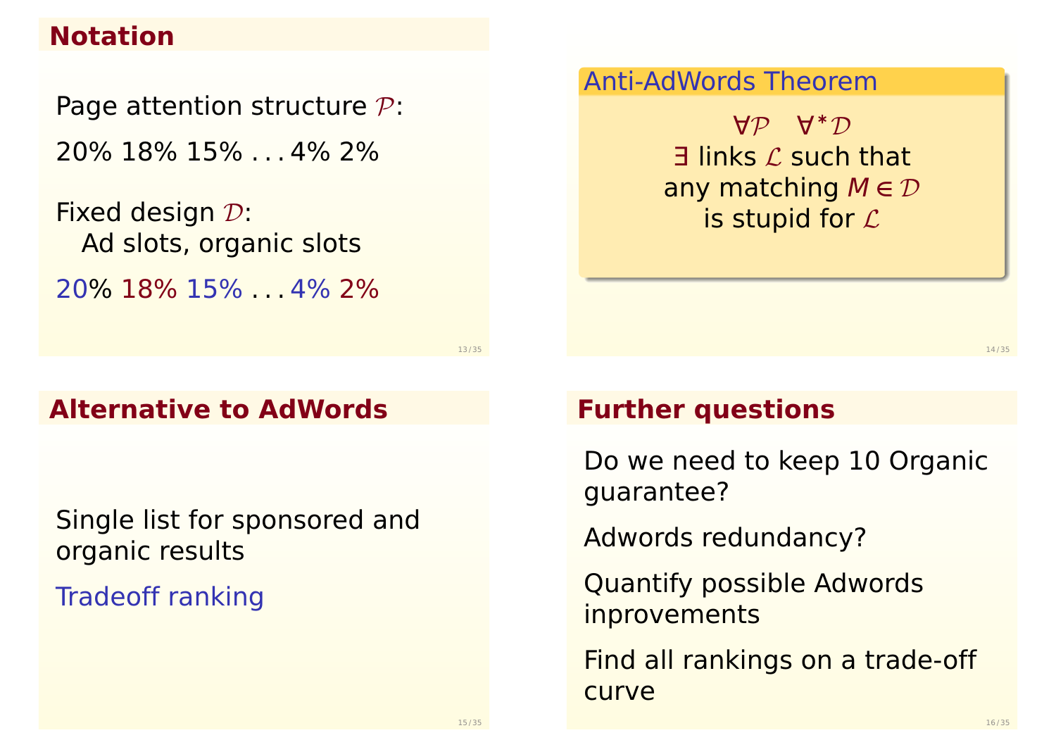## Notation

Page attention structure $\mathcal{P}$:

20% 18% 15% . . . 4% 2%

Fixed design $\mathcal{D}$:
  Ad slots, organic slots

20% 18% 15% . . . 4% 2%

### Anti-AdWords Theorem

$\forall \mathcal{P} \quad \forall^* \mathcal{D}$
$\exists$ links $\mathcal{L}$ such that
any matching $M \in \mathcal{D}$
is stupid for $\mathcal{L}$

## Alternative to AdWords

Single list for sponsored and organic results

Tradeoff ranking

## Further questions

Do we need to keep 10 Organic guarantee?

Adwords redundancy?

Quantify possible Adwords inprovements

Find all rankings on a trade-off curve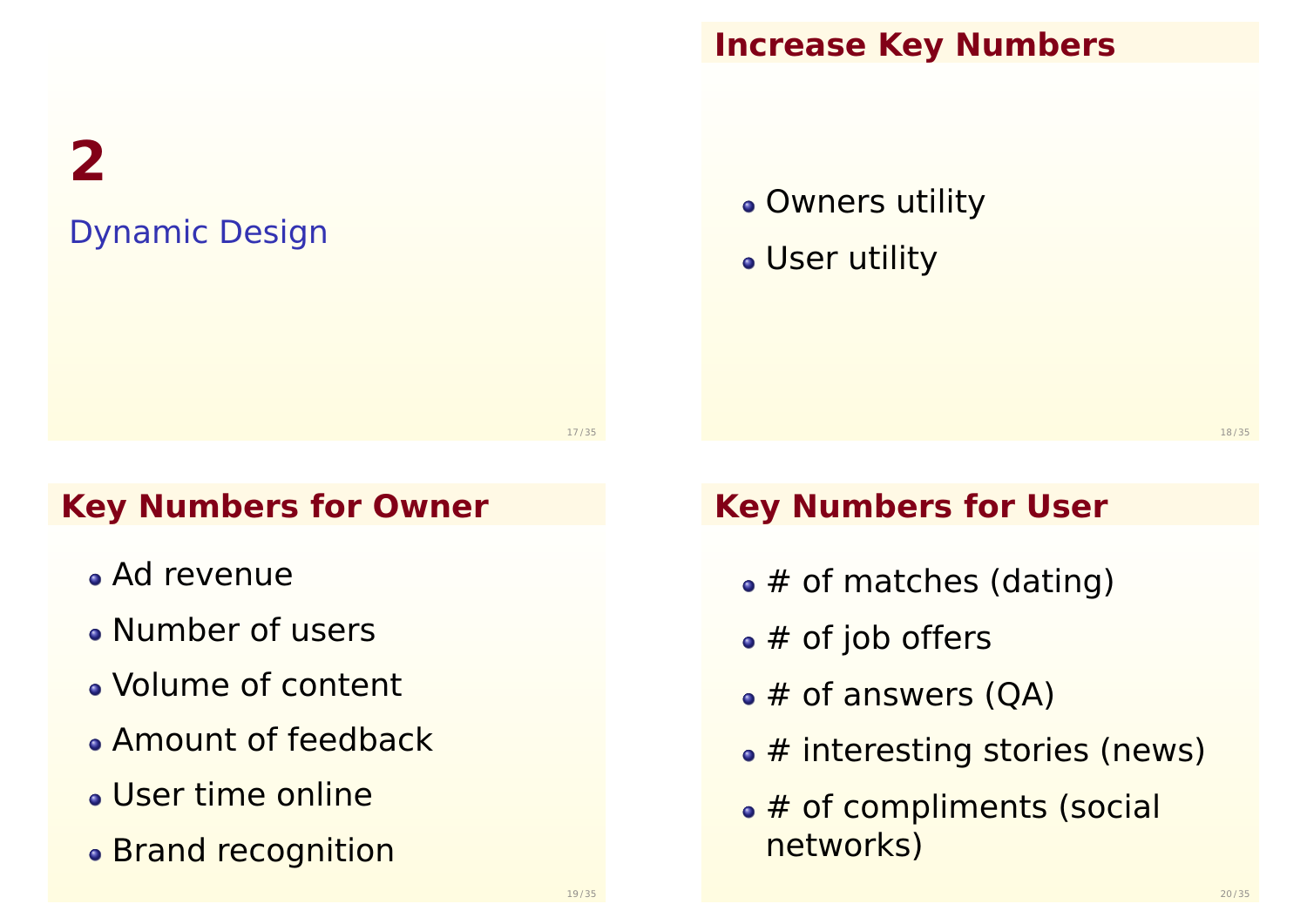# 2

Dynamic Design

## Increase Key Numbers

- Owners utility
- User utility

## Key Numbers for Owner

- Ad revenue
- Number of users
- Volume of content
- Amount of feedback
- User time online
- Brand recognition

## Key Numbers for User

- # of matches (dating)
- # of job offers
- # of answers (QA)
- # interesting stories (news)
- # of compliments (social networks)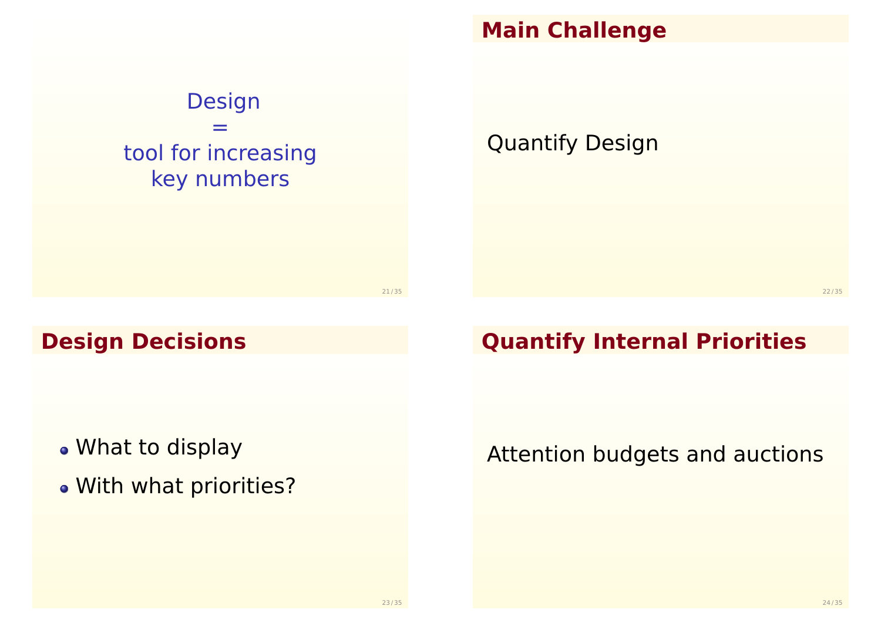Design
=
tool for increasing
key numbers

## Main Challenge

Quantify Design

## Design Decisions

- What to display
- With what priorities?

## Quantify Internal Priorities

Attention budgets and auctions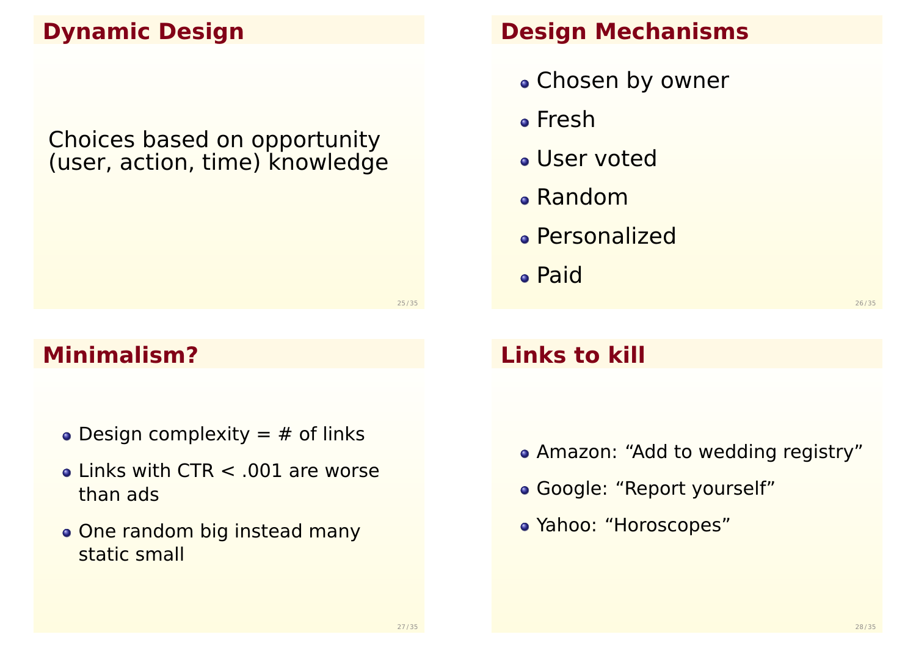## Dynamic Design

Choices based on opportunity (user, action, time) knowledge

## Design Mechanisms

- Chosen by owner
- Fresh
- User voted
- Random
- Personalized
- Paid

## Minimalism?

- Design complexity = # of links
- Links with CTR < .001 are worse than ads
- One random big instead many static small

## Links to kill

- Amazon: “Add to wedding registry”
- Google: “Report yourself”
- Yahoo: “Horoscopes”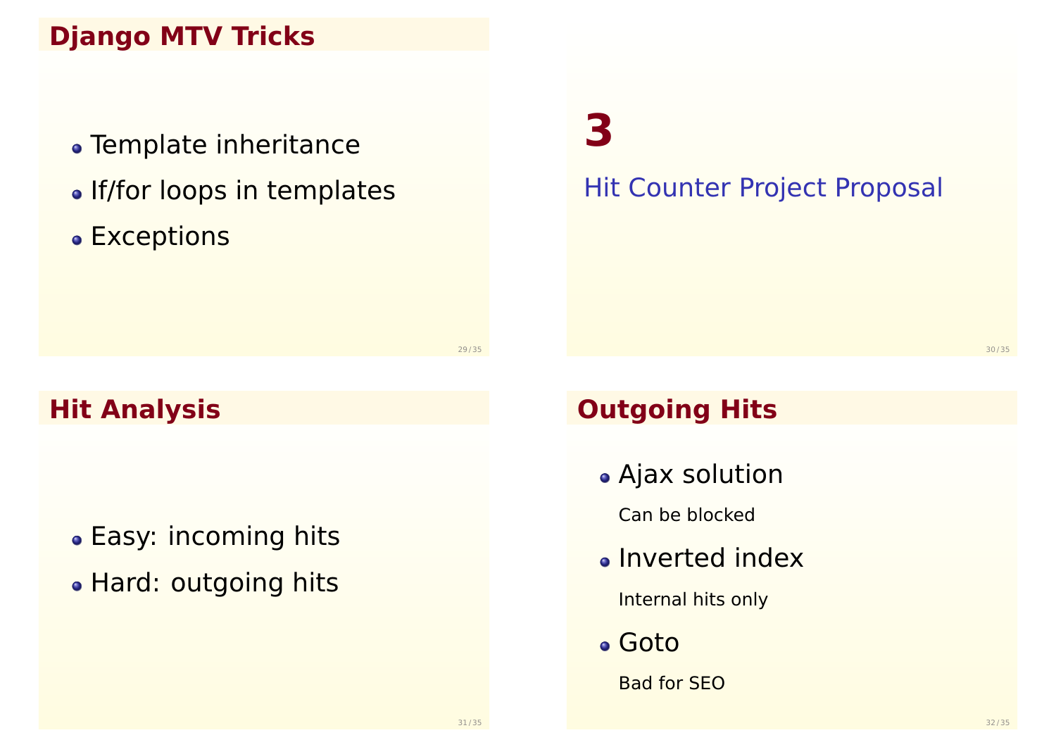## Django MTV Tricks

- Template inheritance
- If/for loops in templates
- Exceptions

# 3

Hit Counter Project Proposal

## Hit Analysis

- Easy: incoming hits
- Hard: outgoing hits

## Outgoing Hits

- Ajax solution

  Can be blocked

- Inverted index

  Internal hits only

- Goto

  Bad for SEO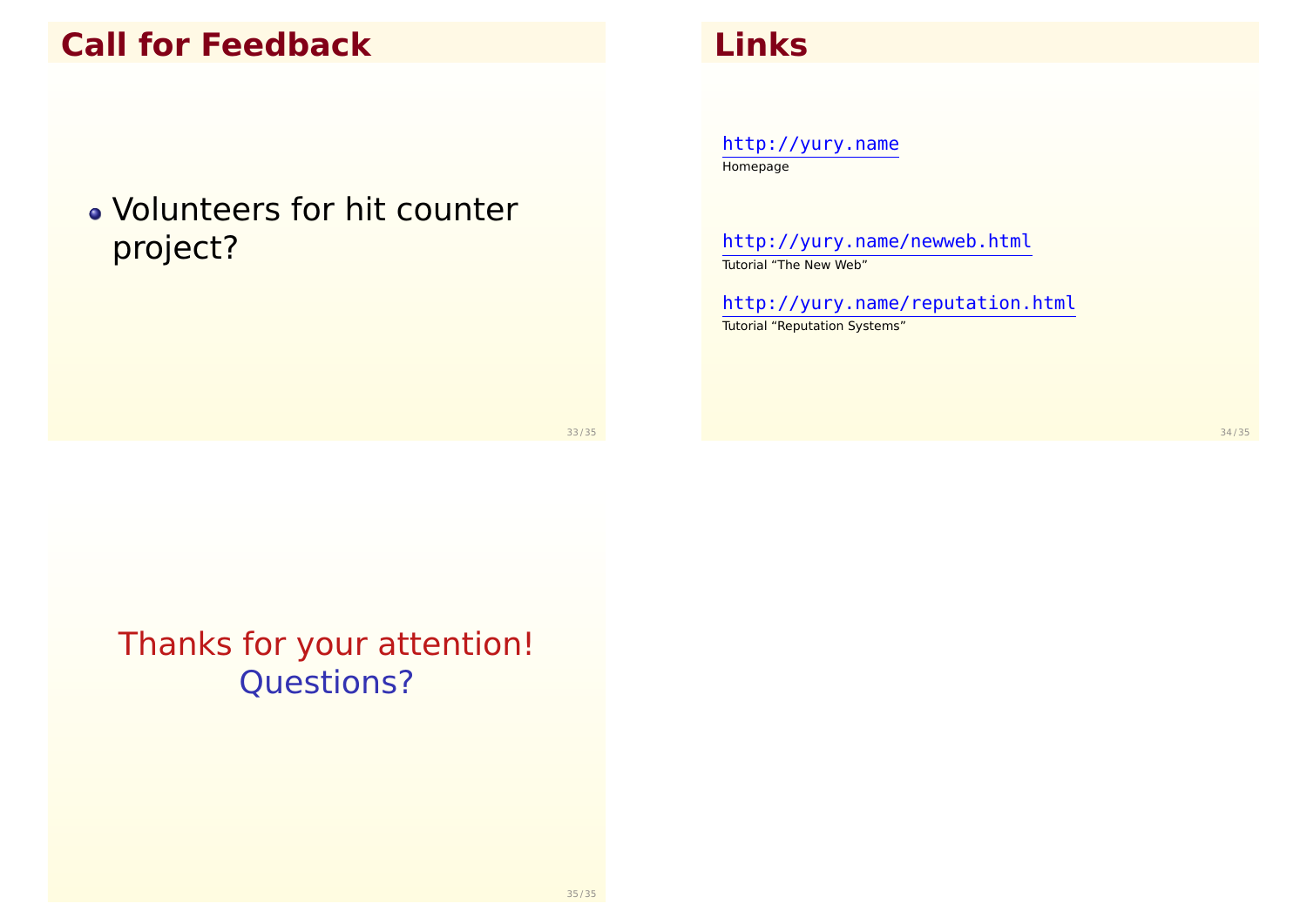## Call for Feedback

- Volunteers for hit counter project?

## Links

http://yury.name
Homepage

http://yury.name/newweb.html
Tutorial "The New Web"

http://yury.name/reputation.html
Tutorial "Reputation Systems"

Thanks for your attention!
Questions?